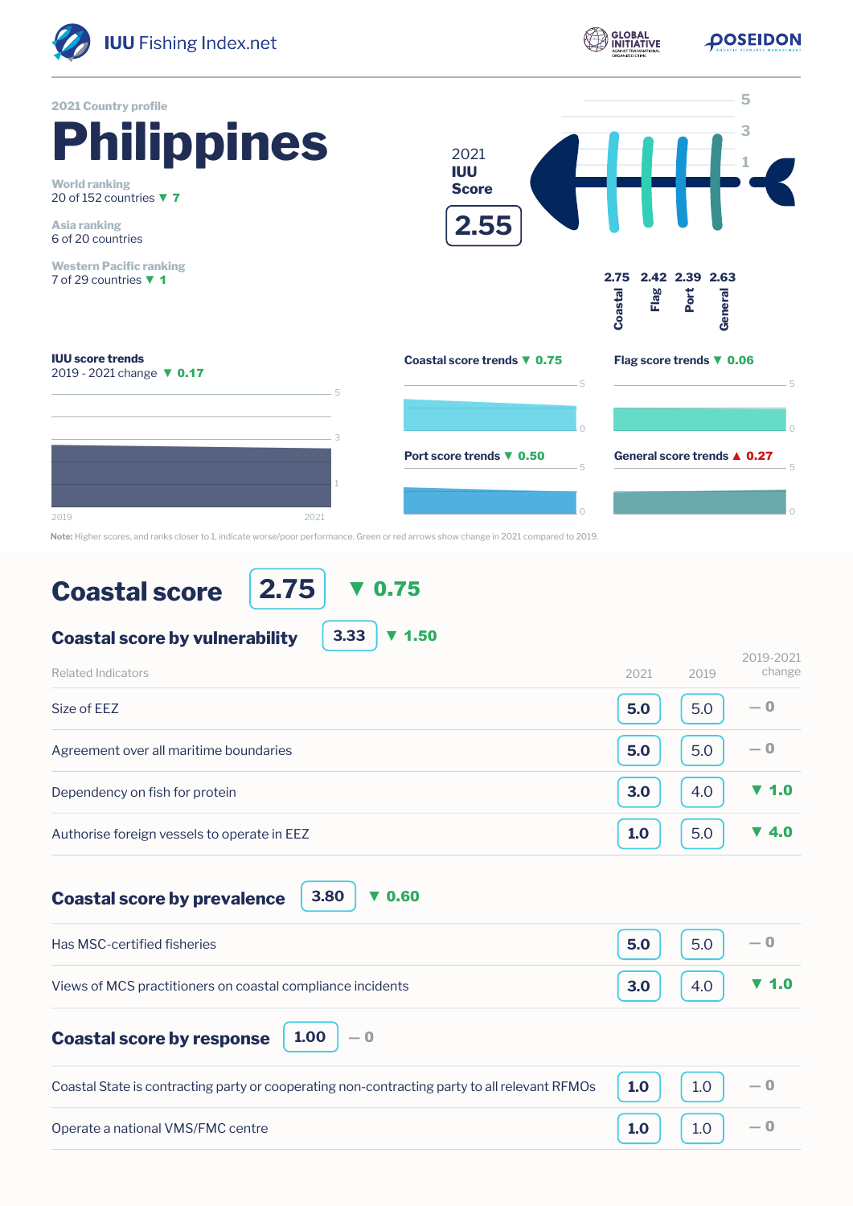IUU Fishing Index.net

2021 Country profile

# Philippines

**World ranking**
20 of 152 countries ▼ 7

**Asia ranking**
6 of 20 countries

**Western Pacific ranking**
7 of 29 countries ▼ 1

**2021 IUU Score**

**2.55**

| Coastal | Flag | Port | General |
|---|---|---|---|
| 2.75 | 2.42 | 2.39 | 2.63 |

**IUU score trends**
2019 - 2021 change ▼ 0.17

**Coastal score trends** ▼ 0.75

**Flag score trends** ▼ 0.06

**Port score trends** ▼ 0.50

**General score trends** ▲ 0.27

**Note:** Higher scores, and ranks closer to 1, indicate worse/poor performance. Green or red arrows show change in 2021 compared to 2019.

## Coastal score 2.75 ▼ 0.75

### Coastal score by vulnerability 3.33 ▼ 1.50

| Related Indicators | 2021 | 2019 | 2019-2021 change |
|---|---|---|---|
| Size of EEZ | 5.0 | 5.0 | — 0 |
| Agreement over all maritime boundaries | 5.0 | 5.0 | — 0 |
| Dependency on fish for protein | 3.0 | 4.0 | ▼ 1.0 |
| Authorise foreign vessels to operate in EEZ | 1.0 | 5.0 | ▼ 4.0 |

### Coastal score by prevalence 3.80 ▼ 0.60

| Related Indicators | 2021 | 2019 | 2019-2021 change |
|---|---|---|---|
| Has MSC-certified fisheries | 5.0 | 5.0 | — 0 |
| Views of MCS practitioners on coastal compliance incidents | 3.0 | 4.0 | ▼ 1.0 |

### Coastal score by response 1.00 — 0

| Related Indicators | 2021 | 2019 | 2019-2021 change |
|---|---|---|---|
| Coastal State is contracting party or cooperating non-contracting party to all relevant RFMOs | 1.0 | 1.0 | — 0 |
| Operate a national VMS/FMC centre | 1.0 | 1.0 | — 0 |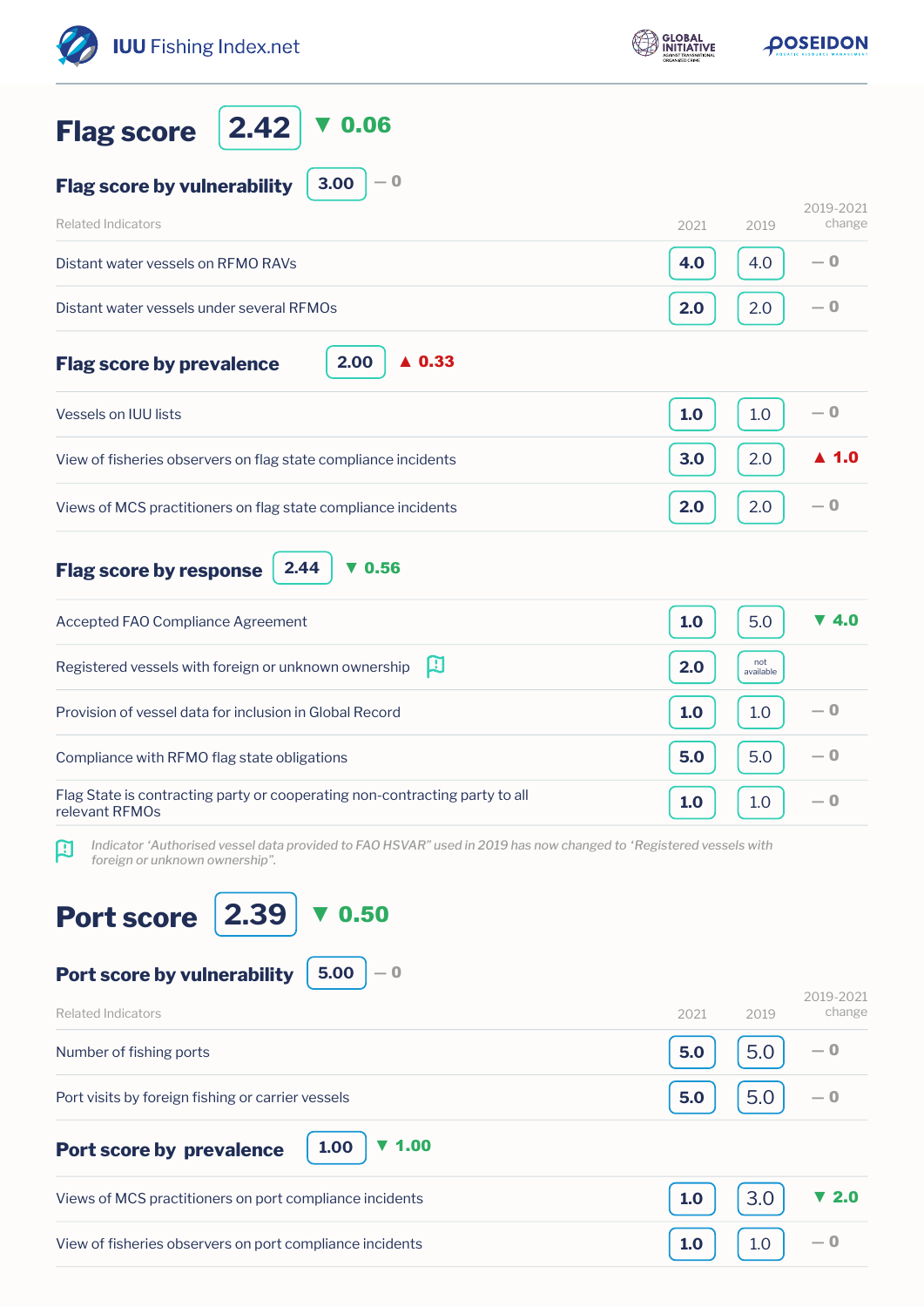## Flag score 2.42 ▼ 0.06

### Flag score by vulnerability 3.00 — 0

| Related Indicators | 2021 | 2019 | 2019-2021 change |
|---|---|---|---|
| Distant water vessels on RFMO RAVs | 4.0 | 4.0 | — 0 |
| Distant water vessels under several RFMOs | 2.0 | 2.0 | — 0 |

### Flag score by prevalence 2.00 ▲ 0.33

| Related Indicators | 2021 | 2019 | 2019-2021 change |
|---|---|---|---|
| Vessels on IUU lists | 1.0 | 1.0 | — 0 |
| View of fisheries observers on flag state compliance incidents | 3.0 | 2.0 | ▲ 1.0 |
| Views of MCS practitioners on flag state compliance incidents | 2.0 | 2.0 | — 0 |

### Flag score by response 2.44 ▼ 0.56

| Related Indicators | 2021 | 2019 | 2019-2021 change |
|---|---|---|---|
| Accepted FAO Compliance Agreement | 1.0 | 5.0 | ▼ 4.0 |
| Registered vessels with foreign or unknown ownership | 2.0 | not available | |
| Provision of vessel data for inclusion in Global Record | 1.0 | 1.0 | — 0 |
| Compliance with RFMO flag state obligations | 5.0 | 5.0 | — 0 |
| Flag State is contracting party or cooperating non-contracting party to all relevant RFMOs | 1.0 | 1.0 | — 0 |

*Indicator 'Authorised vessel data provided to FAO HSVAR" used in 2019 has now changed to 'Registered vessels with foreign or unknown ownership".*

## Port score 2.39 ▼ 0.50

### Port score by vulnerability 5.00 — 0

| Related Indicators | 2021 | 2019 | 2019-2021 change |
|---|---|---|---|
| Number of fishing ports | 5.0 | 5.0 | — 0 |
| Port visits by foreign fishing or carrier vessels | 5.0 | 5.0 | — 0 |

### Port score by prevalence 1.00 ▼ 1.00

| Related Indicators | 2021 | 2019 | 2019-2021 change |
|---|---|---|---|
| Views of MCS practitioners on port compliance incidents | 1.0 | 3.0 | ▼ 2.0 |
| View of fisheries observers on port compliance incidents | 1.0 | 1.0 | — 0 |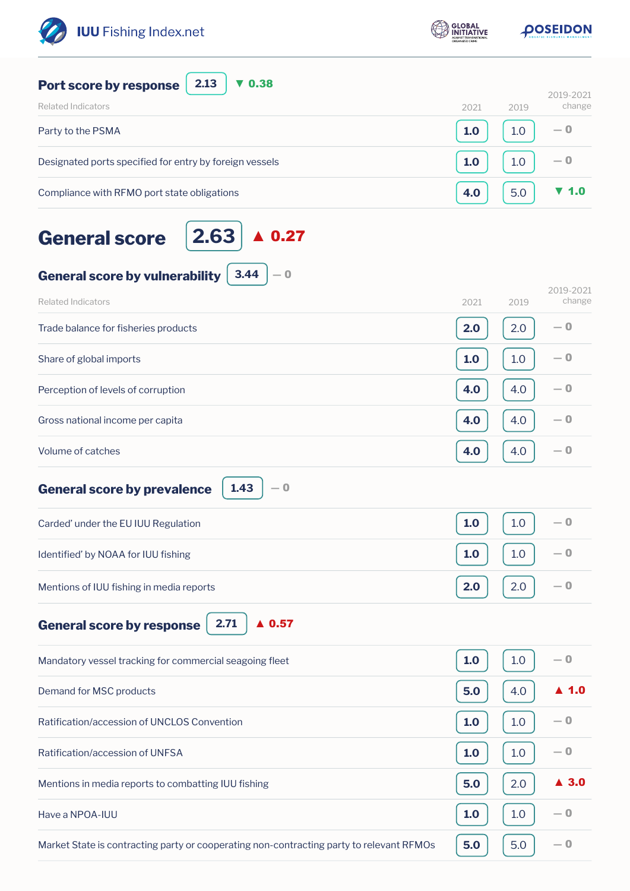## Port score by response 2.13 ▼ 0.38

| Related Indicators | 2021 | 2019 | 2019-2021 change |
|---|---|---|---|
| Party to the PSMA | 1.0 | 1.0 | — 0 |
| Designated ports specified for entry by foreign vessels | 1.0 | 1.0 | — 0 |
| Compliance with RFMO port state obligations | 4.0 | 5.0 | ▼ 1.0 |

# General score 2.63 ▲ 0.27

## General score by vulnerability 3.44 — 0

| Related Indicators | 2021 | 2019 | 2019-2021 change |
|---|---|---|---|
| Trade balance for fisheries products | 2.0 | 2.0 | — 0 |
| Share of global imports | 1.0 | 1.0 | — 0 |
| Perception of levels of corruption | 4.0 | 4.0 | — 0 |
| Gross national income per capita | 4.0 | 4.0 | — 0 |
| Volume of catches | 4.0 | 4.0 | — 0 |

## General score by prevalence 1.43 — 0

| | 2021 | 2019 | 2019-2021 change |
|---|---|---|---|
| Carded' under the EU IUU Regulation | 1.0 | 1.0 | — 0 |
| Identified' by NOAA for IUU fishing | 1.0 | 1.0 | — 0 |
| Mentions of IUU fishing in media reports | 2.0 | 2.0 | — 0 |

## General score by response 2.71 ▲ 0.57

| | 2021 | 2019 | 2019-2021 change |
|---|---|---|---|
| Mandatory vessel tracking for commercial seagoing fleet | 1.0 | 1.0 | — 0 |
| Demand for MSC products | 5.0 | 4.0 | ▲ 1.0 |
| Ratification/accession of UNCLOS Convention | 1.0 | 1.0 | — 0 |
| Ratification/accession of UNFSA | 1.0 | 1.0 | — 0 |
| Mentions in media reports to combatting IUU fishing | 5.0 | 2.0 | ▲ 3.0 |
| Have a NPOA-IUU | 1.0 | 1.0 | — 0 |
| Market State is contracting party or cooperating non-contracting party to relevant RFMOs | 5.0 | 5.0 | — 0 |